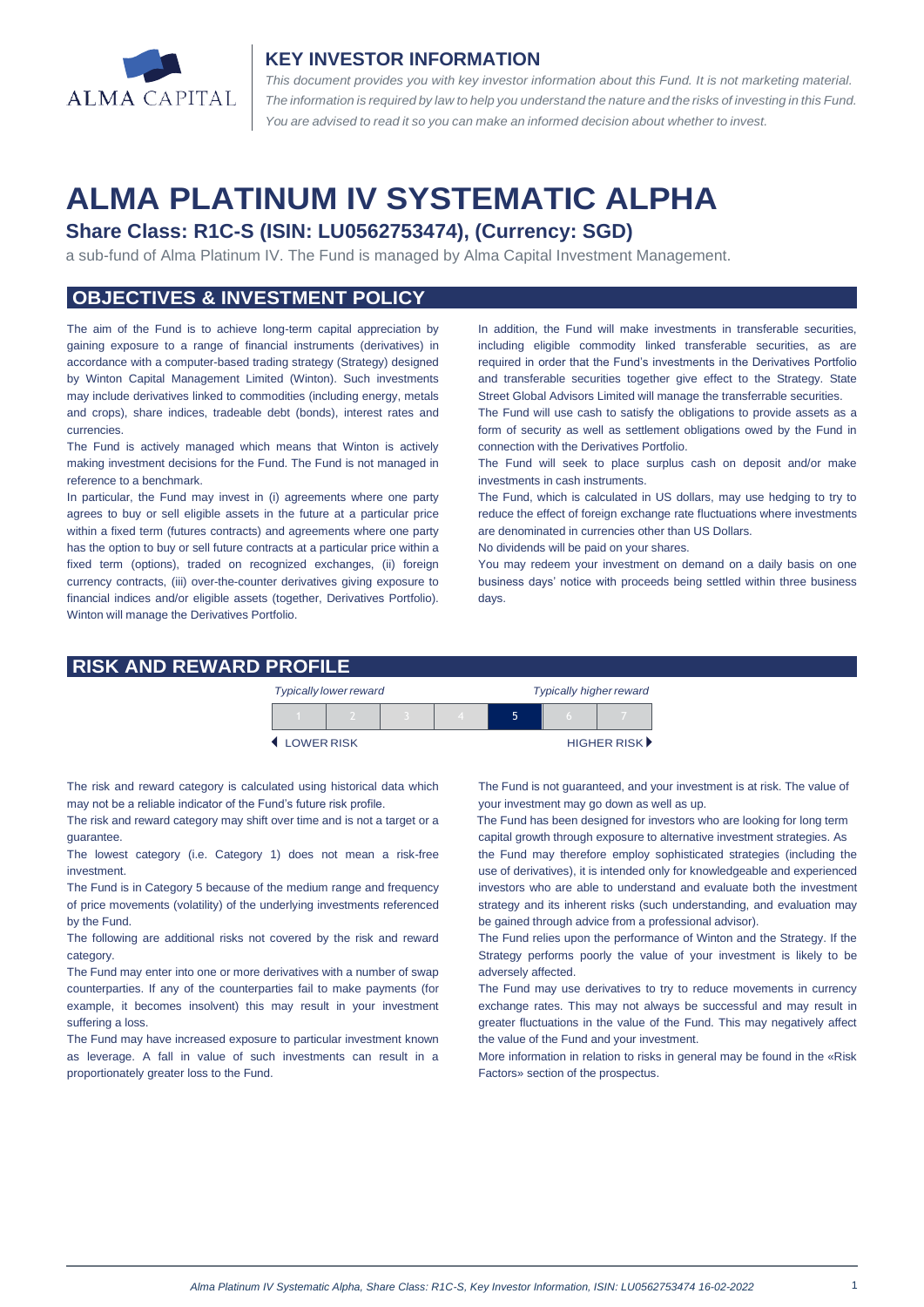ALMA CAPITAL

## KEY INVESTOR INFORMATION

*This document provides you with key investor information about this Fund. It is not marketing material. The information is required by law to help you understand the nature and the risks of investing in this Fund. You are advised to read it so you can make an informed decision about whether to invest.*

# ALMA PLATINUM IV SYSTEMATIC ALPHA

### Share Class: R1C-S (ISIN: LU0562753474), (Currency: SGD)

a sub-fund of Alma Platinum IV. The Fund is managed by Alma Capital Investment Management.

## OBJECTIVES & INVESTMENT POLICY

The aim of the Fund is to achieve long-term capital appreciation by gaining exposure to a range of financial instruments (derivatives) in accordance with a computer-based trading strategy (Strategy) designed by Winton Capital Management Limited (Winton). Such investments may include derivatives linked to commodities (including energy, metals and crops), share indices, tradeable debt (bonds), interest rates and currencies.

The Fund is actively managed which means that Winton is actively making investment decisions for the Fund. The Fund is not managed in reference to a benchmark.

In particular, the Fund may invest in (i) agreements where one party agrees to buy or sell eligible assets in the future at a particular price within a fixed term (futures contracts) and agreements where one party has the option to buy or sell future contracts at a particular price within a fixed term (options), traded on recognized exchanges, (ii) foreign currency contracts, (iii) over-the-counter derivatives giving exposure to financial indices and/or eligible assets (together, Derivatives Portfolio). Winton will manage the Derivatives Portfolio.

In addition, the Fund will make investments in transferable securities, including eligible commodity linked transferable securities, as are required in order that the Fund's investments in the Derivatives Portfolio and transferable securities together give effect to the Strategy. State Street Global Advisors Limited will manage the transferrable securities.

The Fund will use cash to satisfy the obligations to provide assets as a form of security as well as settlement obligations owed by the Fund in connection with the Derivatives Portfolio.

The Fund will seek to place surplus cash on deposit and/or make investments in cash instruments.

The Fund, which is calculated in US dollars, may use hedging to try to reduce the effect of foreign exchange rate fluctuations where investments are denominated in currencies other than US Dollars.

No dividends will be paid on your shares.

You may redeem your investment on demand on a daily basis on one business days' notice with proceeds being settled within three business days.

## RISK AND REWARD PROFILE

| *Typically lower reward* | | | | *Typically higher reward* | | |
|---|---|---|---|---|---|---|
| 1 | 2 | 3 | 4 | **5** | 6 | 7 |
| ◀ LOWER RISK | | | | | | HIGHER RISK ▶ |

The risk and reward category is calculated using historical data which may not be a reliable indicator of the Fund's future risk profile.

The risk and reward category may shift over time and is not a target or a guarantee.

The lowest category (i.e. Category 1) does not mean a risk-free investment.

The Fund is in Category 5 because of the medium range and frequency of price movements (volatility) of the underlying investments referenced by the Fund.

The following are additional risks not covered by the risk and reward category.

The Fund may enter into one or more derivatives with a number of swap counterparties. If any of the counterparties fail to make payments (for example, it becomes insolvent) this may result in your investment suffering a loss.

The Fund may have increased exposure to particular investment known as leverage. A fall in value of such investments can result in a proportionately greater loss to the Fund.

The Fund is not guaranteed, and your investment is at risk. The value of your investment may go down as well as up.

The Fund has been designed for investors who are looking for long term capital growth through exposure to alternative investment strategies. As the Fund may therefore employ sophisticated strategies (including the use of derivatives), it is intended only for knowledgeable and experienced investors who are able to understand and evaluate both the investment strategy and its inherent risks (such understanding, and evaluation may be gained through advice from a professional advisor).

The Fund relies upon the performance of Winton and the Strategy. If the Strategy performs poorly the value of your investment is likely to be adversely affected.

The Fund may use derivatives to try to reduce movements in currency exchange rates. This may not always be successful and may result in greater fluctuations in the value of the Fund. This may negatively affect the value of the Fund and your investment.

More information in relation to risks in general may be found in the «Risk Factors» section of the prospectus.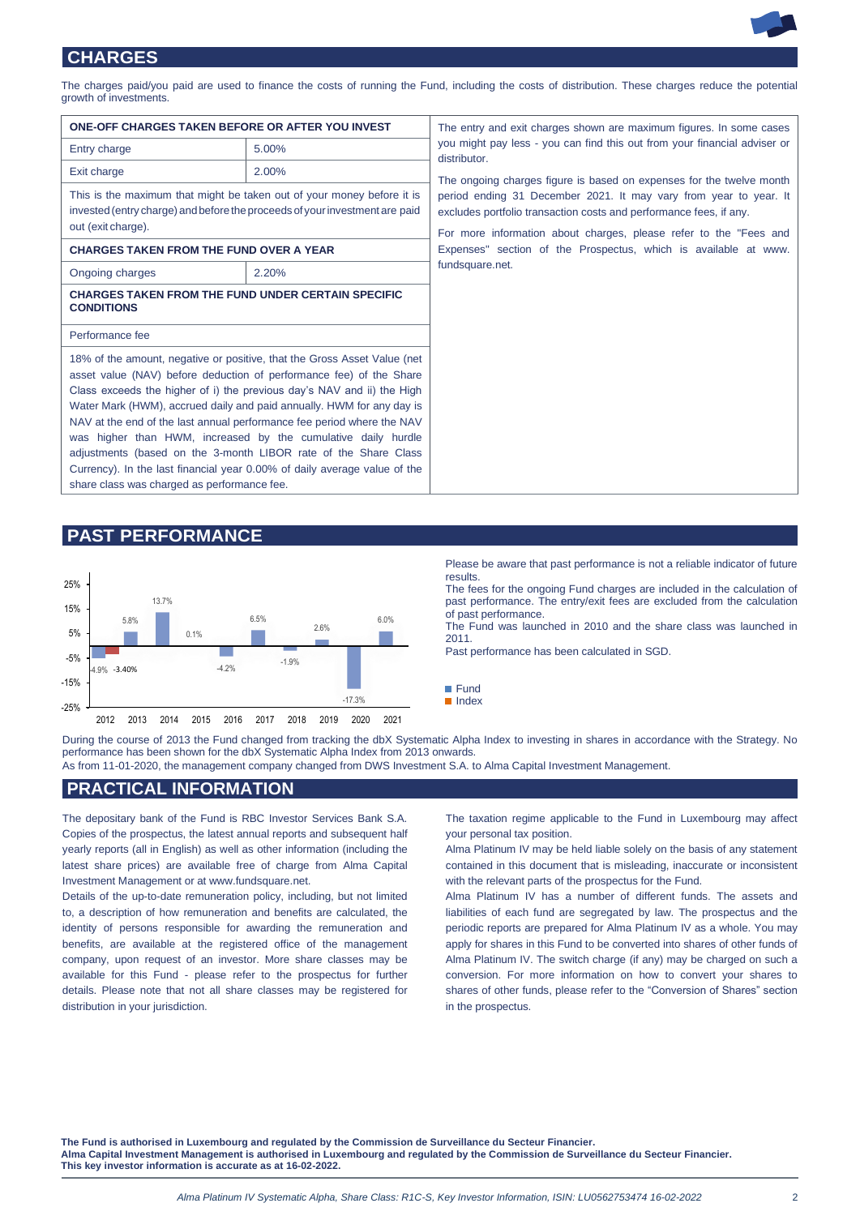## CHARGES

The charges paid/you paid are used to finance the costs of running the Fund, including the costs of distribution. These charges reduce the potential growth of investments.

| ONE-OFF CHARGES TAKEN BEFORE OR AFTER YOU INVEST | |
|---|---|
| Entry charge | 5.00% |
| Exit charge | 2.00% |
| This is the maximum that might be taken out of your money before it is invested (entry charge) and before the proceeds of your investment are paid out (exit charge). | |
| **CHARGES TAKEN FROM THE FUND OVER A YEAR** | |
| Ongoing charges | 2.20% |
| **CHARGES TAKEN FROM THE FUND UNDER CERTAIN SPECIFIC CONDITIONS** | |
| Performance fee | |
| 18% of the amount, negative or positive, that the Gross Asset Value (net asset value (NAV) before deduction of performance fee) of the Share Class exceeds the higher of i) the previous day's NAV and ii) the High Water Mark (HWM), accrued daily and paid annually. HWM for any day is NAV at the end of the last annual performance fee period where the NAV was higher than HWM, increased by the cumulative daily hurdle adjustments (based on the 3-month LIBOR rate of the Share Class Currency). In the last financial year 0.00% of daily average value of the share class was charged as performance fee. | |

The entry and exit charges shown are maximum figures. In some cases you might pay less - you can find this out from your financial adviser or distributor.

The ongoing charges figure is based on expenses for the twelve month period ending 31 December 2021. It may vary from year to year. It excludes portfolio transaction costs and performance fees, if any.

For more information about charges, please refer to the "Fees and Expenses" section of the Prospectus, which is available at www.fundsquare.net.

## PAST PERFORMANCE

25%
15%
5%
-5%
-15%
-25%

2012 2013 2014 2015 2016 2017 2018 2019 2020 2021

-4.9% -3.40% 5.8% 13.7% 0.1% -4.2% 6.5% -1.9% 2.6% -17.3% 6.0%

Fund
Index

Please be aware that past performance is not a reliable indicator of future results.
The fees for the ongoing Fund charges are included in the calculation of past performance. The entry/exit fees are excluded from the calculation of past performance.
The Fund was launched in 2010 and the share class was launched in 2011.
Past performance has been calculated in SGD.

During the course of 2013 the Fund changed from tracking the dbX Systematic Alpha Index to investing in shares in accordance with the Strategy. No performance has been shown for the dbX Systematic Alpha Index from 2013 onwards.
As from 11-01-2020, the management company changed from DWS Investment S.A. to Alma Capital Investment Management.

## PRACTICAL INFORMATION

The depositary bank of the Fund is RBC Investor Services Bank S.A. Copies of the prospectus, the latest annual reports and subsequent half yearly reports (all in English) as well as other information (including the latest share prices) are available free of charge from Alma Capital Investment Management or at www.fundsquare.net.
Details of the up-to-date remuneration policy, including, but not limited to, a description of how remuneration and benefits are calculated, the identity of persons responsible for awarding the remuneration and benefits, are available at the registered office of the management company, upon request of an investor. More share classes may be available for this Fund - please refer to the prospectus for further details. Please note that not all share classes may be registered for distribution in your jurisdiction.

The taxation regime applicable to the Fund in Luxembourg may affect your personal tax position.
Alma Platinum IV may be held liable solely on the basis of any statement contained in this document that is misleading, inaccurate or inconsistent with the relevant parts of the prospectus for the Fund.
Alma Platinum IV has a number of different funds. The assets and liabilities of each fund are segregated by law. The prospectus and the periodic reports are prepared for Alma Platinum IV as a whole. You may apply for shares in this Fund to be converted into shares of other funds of Alma Platinum IV. The switch charge (if any) may be charged on such a conversion. For more information on how to convert your shares to shares of other funds, please refer to the "Conversion of Shares" section in the prospectus.

**The Fund is authorised in Luxembourg and regulated by the Commission de Surveillance du Secteur Financier.**
**Alma Capital Investment Management is authorised in Luxembourg and regulated by the Commission de Surveillance du Secteur Financier.**
**This key investor information is accurate as at 16-02-2022.**